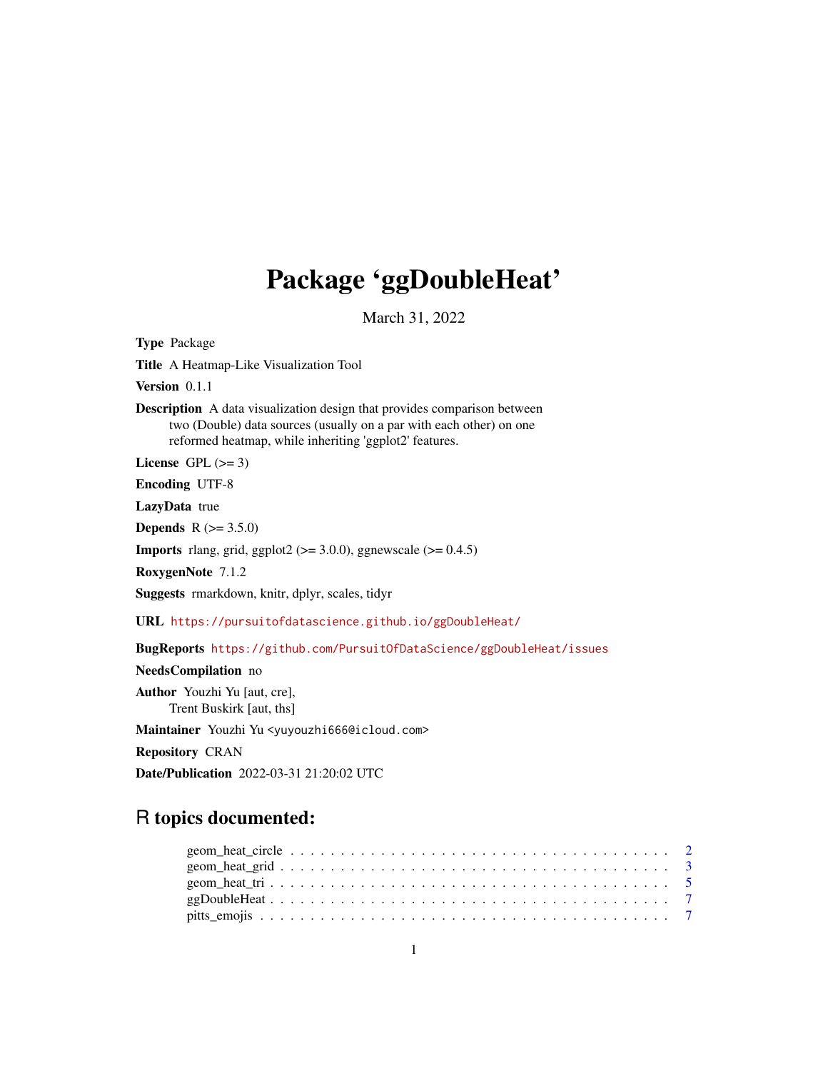# Package 'ggDoubleHeat'

March 31, 2022

**Type** Package

**Title** A Heatmap-Like Visualization Tool

**Version** 0.1.1

**Description** A data visualization design that provides comparison between two (Double) data sources (usually on a par with each other) on one reformed heatmap, while inheriting 'ggplot2' features.

**License** GPL (>= 3)

**Encoding** UTF-8

**LazyData** true

**Depends** R (>= 3.5.0)

**Imports** rlang, grid, ggplot2 (>= 3.0.0), ggnewscale (>= 0.4.5)

**RoxygenNote** 7.1.2

**Suggests** rmarkdown, knitr, dplyr, scales, tidyr

**URL** https://pursuitofdatascience.github.io/ggDoubleHeat/

**BugReports** https://github.com/PursuitOfDataScience/ggDoubleHeat/issues

**NeedsCompilation** no

**Author** Youzhi Yu [aut, cre],
Trent Buskirk [aut, ths]

**Maintainer** Youzhi Yu <yuyouzhi666@icloud.com>

**Repository** CRAN

**Date/Publication** 2022-03-31 21:20:02 UTC

## R topics documented:

geom_heat_circle . . . . . . . . . . . . . . . . . . . . . . . . . . . . . . . . . . . . 2
geom_heat_grid . . . . . . . . . . . . . . . . . . . . . . . . . . . . . . . . . . . . 3
geom_heat_tri . . . . . . . . . . . . . . . . . . . . . . . . . . . . . . . . . . . . 5
ggDoubleHeat . . . . . . . . . . . . . . . . . . . . . . . . . . . . . . . . . . . . 7
pitts_emojis . . . . . . . . . . . . . . . . . . . . . . . . . . . . . . . . . . . . 7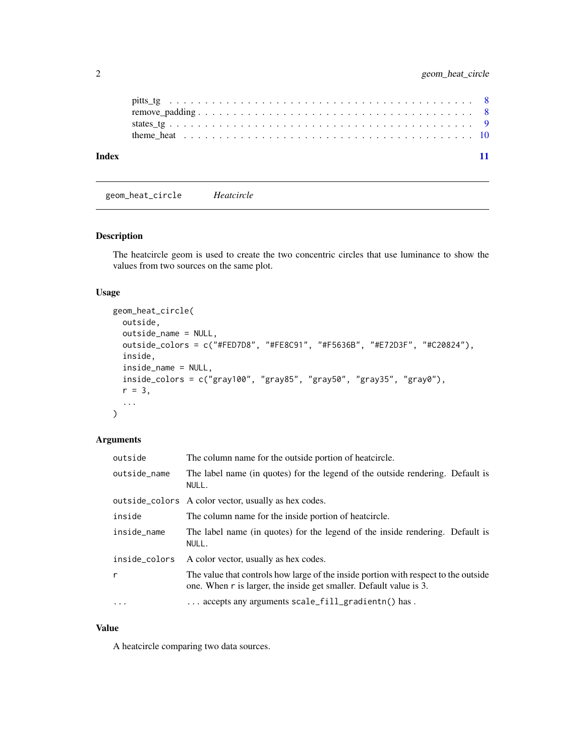pitts_tg . . . . . . . . . . . . . . . . . . . . . . . . . . . . . . . . . . . . . . . . . . 8
remove_padding . . . . . . . . . . . . . . . . . . . . . . . . . . . . . . . . . . . . . . 8
states_tg . . . . . . . . . . . . . . . . . . . . . . . . . . . . . . . . . . . . . . . . . . 9
theme_heat . . . . . . . . . . . . . . . . . . . . . . . . . . . . . . . . . . . . . . . . 10

**Index** 11

---

`geom_heat_circle` *Heatcircle*

---

### Description

The heatcircle geom is used to create the two concentric circles that use luminance to show the values from two sources on the same plot.

### Usage

```
geom_heat_circle(
  outside,
  outside_name = NULL,
  outside_colors = c("#FED7D8", "#FE8C91", "#F5636B", "#E72D3F", "#C20824"),
  inside,
  inside_name = NULL,
  inside_colors = c("gray100", "gray85", "gray50", "gray35", "gray0"),
  r = 3,
  ...
)
```

### Arguments

| | |
|---|---|
| `outside` | The column name for the outside portion of heatcircle. |
| `outside_name` | The label name (in quotes) for the legend of the outside rendering. Default is `NULL`. |
| `outside_colors` | A color vector, usually as hex codes. |
| `inside` | The column name for the inside portion of heatcircle. |
| `inside_name` | The label name (in quotes) for the legend of the inside rendering. Default is `NULL`. |
| `inside_colors` | A color vector, usually as hex codes. |
| `r` | The value that controls how large of the inside portion with respect to the outside one. When `r` is larger, the inside get smaller. Default value is 3. |
| `...` | ... accepts any arguments `scale_fill_gradientn()` has . |

### Value

A heatcircle comparing two data sources.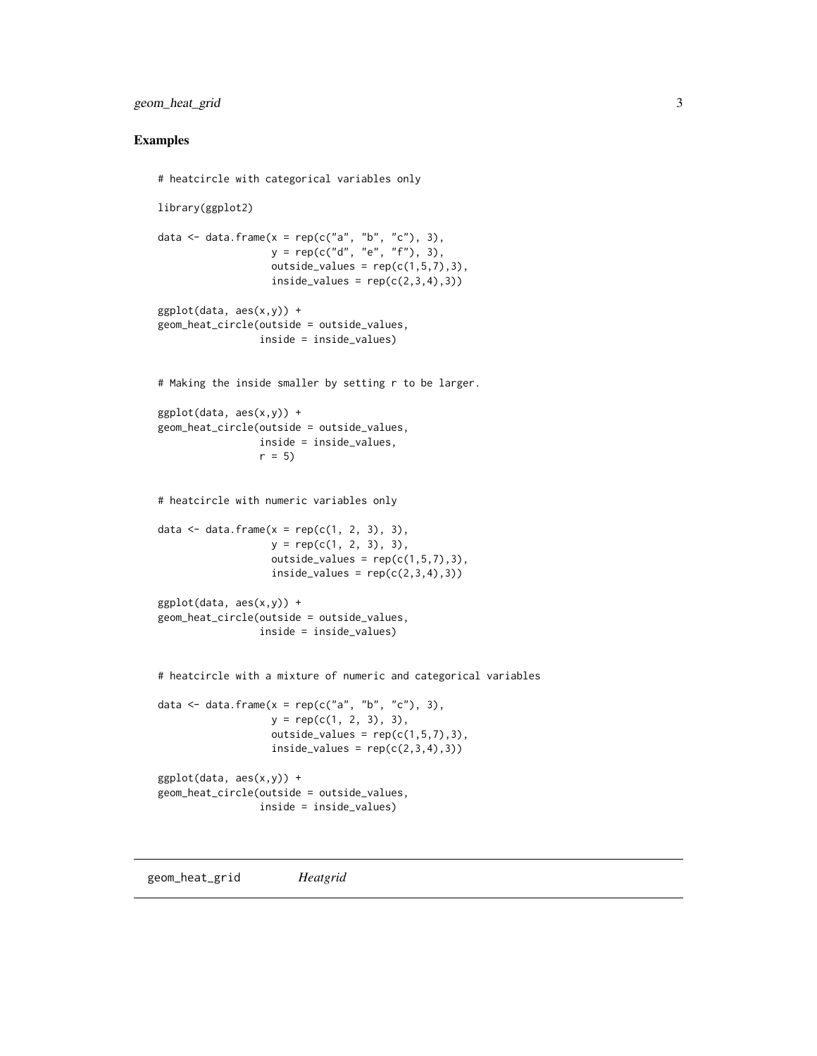## Examples

```
# heatcircle with categorical variables only

library(ggplot2)

data <- data.frame(x = rep(c("a", "b", "c"), 3),
                   y = rep(c("d", "e", "f"), 3),
                   outside_values = rep(c(1,5,7),3),
                   inside_values = rep(c(2,3,4),3))

ggplot(data, aes(x,y)) +
geom_heat_circle(outside = outside_values,
                 inside = inside_values)


# Making the inside smaller by setting r to be larger.

ggplot(data, aes(x,y)) +
geom_heat_circle(outside = outside_values,
                 inside = inside_values,
                 r = 5)


# heatcircle with numeric variables only

data <- data.frame(x = rep(c(1, 2, 3), 3),
                   y = rep(c(1, 2, 3), 3),
                   outside_values = rep(c(1,5,7),3),
                   inside_values = rep(c(2,3,4),3))

ggplot(data, aes(x,y)) +
geom_heat_circle(outside = outside_values,
                 inside = inside_values)


# heatcircle with a mixture of numeric and categorical variables

data <- data.frame(x = rep(c("a", "b", "c"), 3),
                   y = rep(c(1, 2, 3), 3),
                   outside_values = rep(c(1,5,7),3),
                   inside_values = rep(c(2,3,4),3))

ggplot(data, aes(x,y)) +
geom_heat_circle(outside = outside_values,
                 inside = inside_values)
```

---

# geom_heat_grid *Heatgrid*

---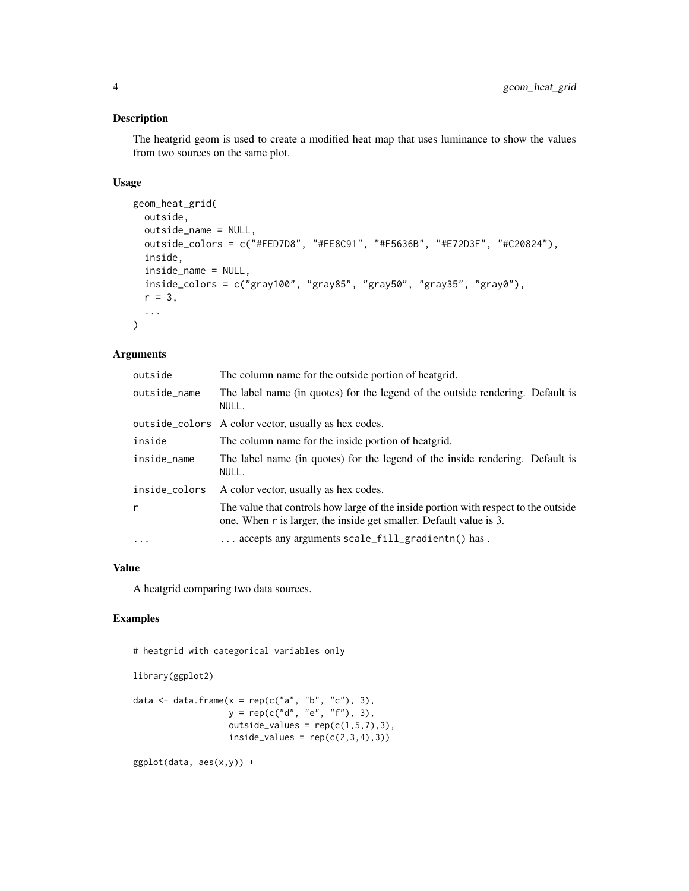## Description

The heatgrid geom is used to create a modified heat map that uses luminance to show the values from two sources on the same plot.

## Usage

```
geom_heat_grid(
  outside,
  outside_name = NULL,
  outside_colors = c("#FED7D8", "#FE8C91", "#F5636B", "#E72D3F", "#C20824"),
  inside,
  inside_name = NULL,
  inside_colors = c("gray100", "gray85", "gray50", "gray35", "gray0"),
  r = 3,
  ...
)
```

## Arguments

| | |
|---|---|
| `outside` | The column name for the outside portion of heatgrid. |
| `outside_name` | The label name (in quotes) for the legend of the outside rendering. Default is `NULL`. |
| `outside_colors` | A color vector, usually as hex codes. |
| `inside` | The column name for the inside portion of heatgrid. |
| `inside_name` | The label name (in quotes) for the legend of the inside rendering. Default is `NULL`. |
| `inside_colors` | A color vector, usually as hex codes. |
| `r` | The value that controls how large of the inside portion with respect to the outside one. When `r` is larger, the inside get smaller. Default value is 3. |
| `...` | ... accepts any arguments `scale_fill_gradientn()` has . |

## Value

A heatgrid comparing two data sources.

## Examples

```
# heatgrid with categorical variables only

library(ggplot2)

data <- data.frame(x = rep(c("a", "b", "c"), 3),
                   y = rep(c("d", "e", "f"), 3),
                   outside_values = rep(c(1,5,7),3),
                   inside_values = rep(c(2,3,4),3))

ggplot(data, aes(x,y)) +
```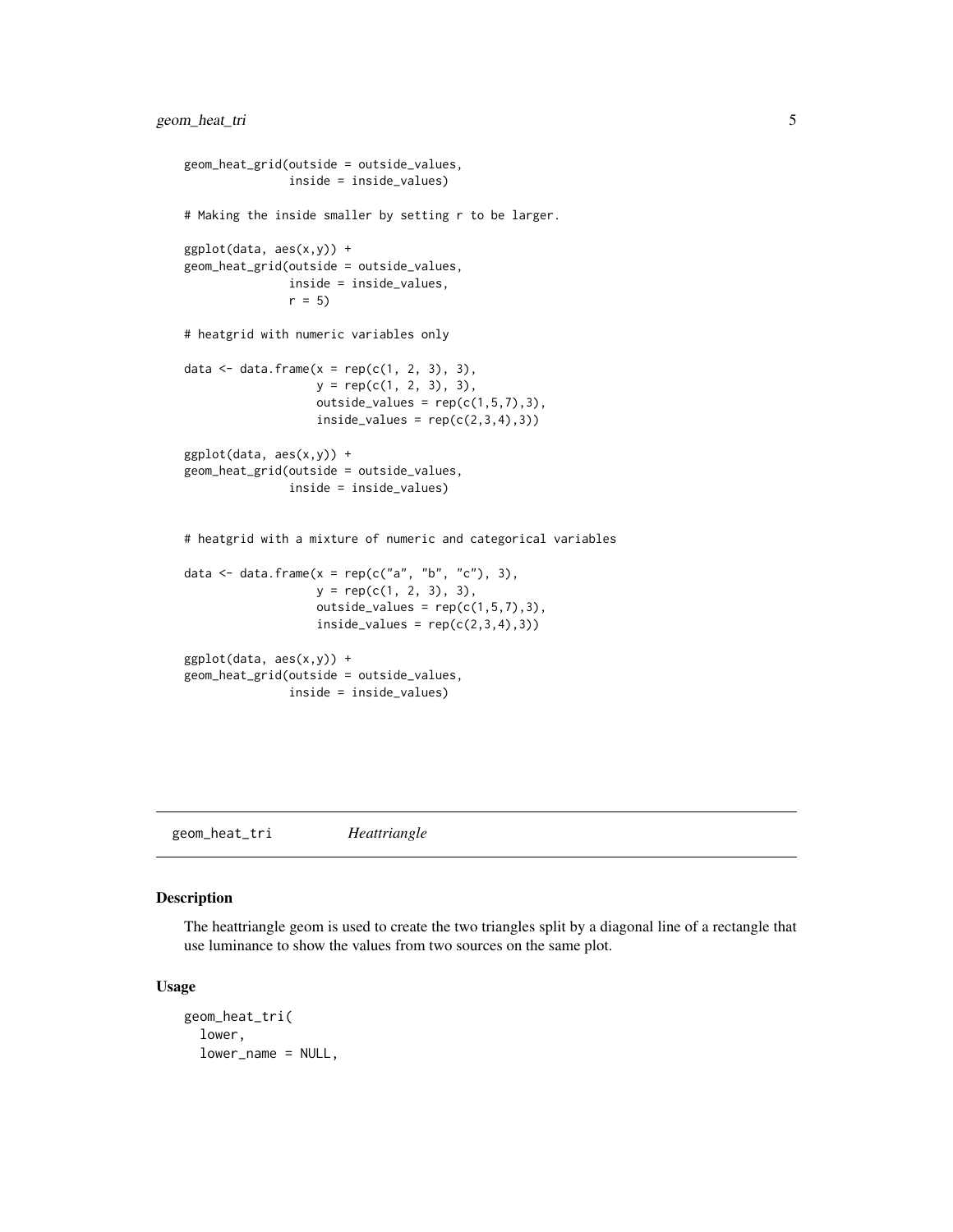```
geom_heat_grid(outside = outside_values,
               inside = inside_values)

# Making the inside smaller by setting r to be larger.

ggplot(data, aes(x,y)) +
geom_heat_grid(outside = outside_values,
               inside = inside_values,
               r = 5)

# heatgrid with numeric variables only

data <- data.frame(x = rep(c(1, 2, 3), 3),
                   y = rep(c(1, 2, 3), 3),
                   outside_values = rep(c(1,5,7),3),
                   inside_values = rep(c(2,3,4),3))

ggplot(data, aes(x,y)) +
geom_heat_grid(outside = outside_values,
               inside = inside_values)


# heatgrid with a mixture of numeric and categorical variables

data <- data.frame(x = rep(c("a", "b", "c"), 3),
                   y = rep(c(1, 2, 3), 3),
                   outside_values = rep(c(1,5,7),3),
                   inside_values = rep(c(2,3,4),3))

ggplot(data, aes(x,y)) +
geom_heat_grid(outside = outside_values,
               inside = inside_values)
```

---

## geom_heat_tri *Heattriangle*

### Description

The heattriangle geom is used to create the two triangles split by a diagonal line of a rectangle that use luminance to show the values from two sources on the same plot.

### Usage

```
geom_heat_tri(
  lower,
  lower_name = NULL,
```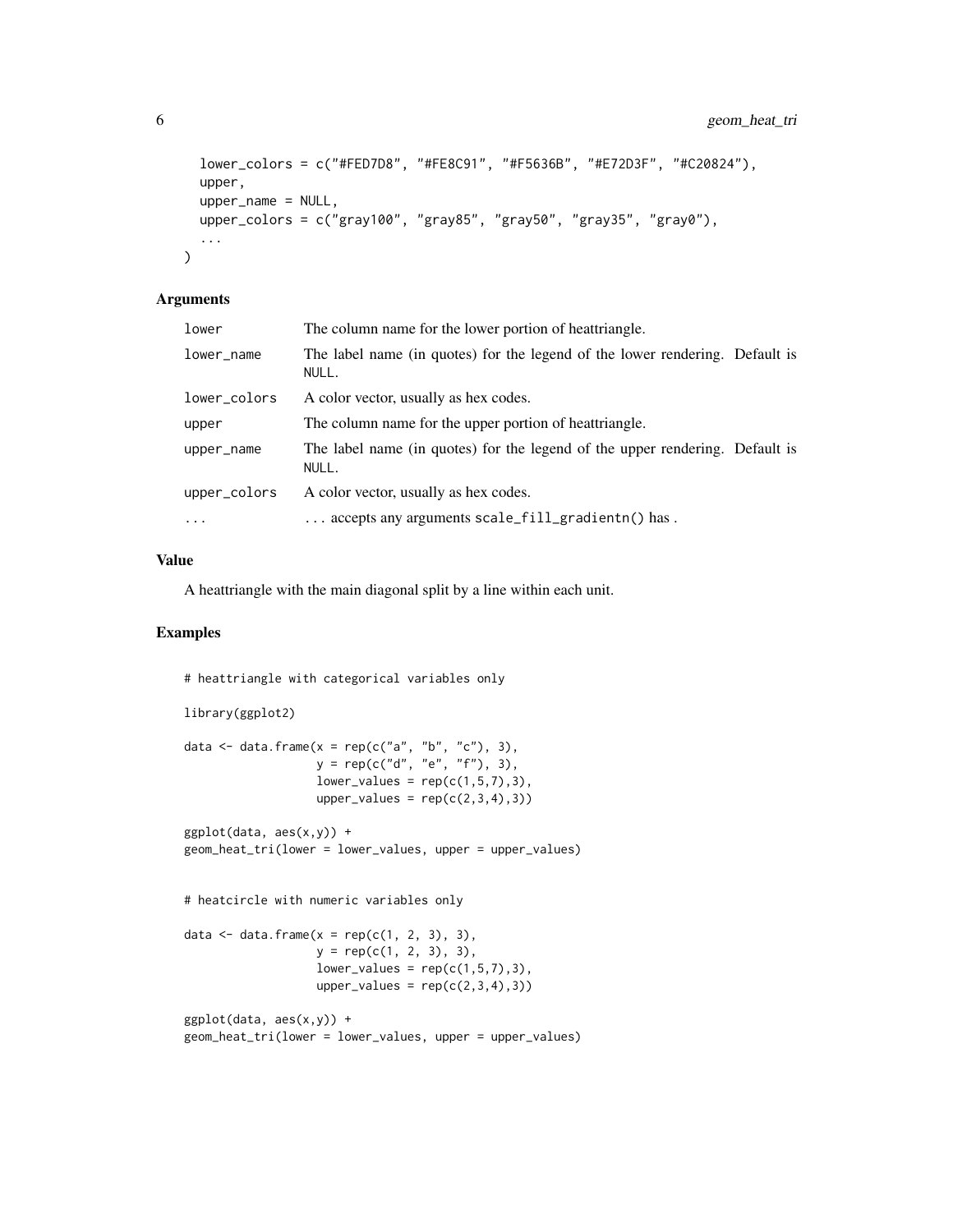```
  lower_colors = c("#FED7D8", "#FE8C91", "#F5636B", "#E72D3F", "#C20824"),
  upper,
  upper_name = NULL,
  upper_colors = c("gray100", "gray85", "gray50", "gray35", "gray0"),
  ...
)
```

## Arguments

| | |
|---|---|
| `lower` | The column name for the lower portion of heattriangle. |
| `lower_name` | The label name (in quotes) for the legend of the lower rendering. Default is `NULL`. |
| `lower_colors` | A color vector, usually as hex codes. |
| `upper` | The column name for the upper portion of heattriangle. |
| `upper_name` | The label name (in quotes) for the legend of the upper rendering. Default is `NULL`. |
| `upper_colors` | A color vector, usually as hex codes. |
| `...` | ... accepts any arguments `scale_fill_gradientn()` has . |

## Value

A heattriangle with the main diagonal split by a line within each unit.

## Examples

```
# heattriangle with categorical variables only

library(ggplot2)

data <- data.frame(x = rep(c("a", "b", "c"), 3),
                   y = rep(c("d", "e", "f"), 3),
                   lower_values = rep(c(1,5,7),3),
                   upper_values = rep(c(2,3,4),3))

ggplot(data, aes(x,y)) +
geom_heat_tri(lower = lower_values, upper = upper_values)


# heatcircle with numeric variables only

data <- data.frame(x = rep(c(1, 2, 3), 3),
                   y = rep(c(1, 2, 3), 3),
                   lower_values = rep(c(1,5,7),3),
                   upper_values = rep(c(2,3,4),3))

ggplot(data, aes(x,y)) +
geom_heat_tri(lower = lower_values, upper = upper_values)
```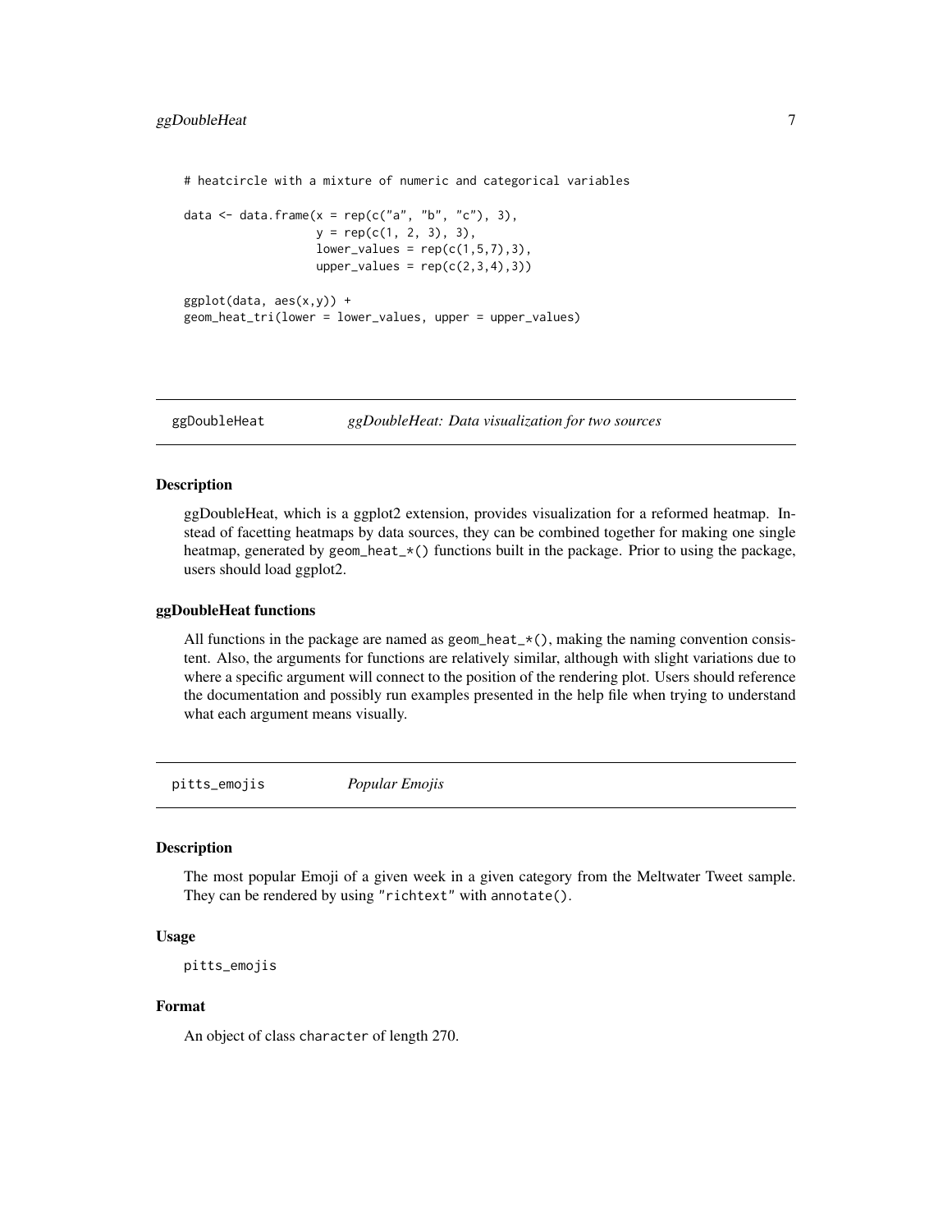```
# heatcircle with a mixture of numeric and categorical variables

data <- data.frame(x = rep(c("a", "b", "c"), 3),
                   y = rep(c(1, 2, 3), 3),
                   lower_values = rep(c(1,5,7),3),
                   upper_values = rep(c(2,3,4),3))

ggplot(data, aes(x,y)) +
geom_heat_tri(lower = lower_values, upper = upper_values)
```

## ggDoubleHeat — *ggDoubleHeat: Data visualization for two sources*

### Description

ggDoubleHeat, which is a ggplot2 extension, provides visualization for a reformed heatmap. Instead of facetting heatmaps by data sources, they can be combined together for making one single heatmap, generated by `geom_heat_*()` functions built in the package. Prior to using the package, users should load ggplot2.

### ggDoubleHeat functions

All functions in the package are named as `geom_heat_*()`, making the naming convention consistent. Also, the arguments for functions are relatively similar, although with slight variations due to where a specific argument will connect to the position of the rendering plot. Users should reference the documentation and possibly run examples presented in the help file when trying to understand what each argument means visually.

## pitts_emojis — *Popular Emojis*

### Description

The most popular Emoji of a given week in a given category from the Meltwater Tweet sample. They can be rendered by using `"richtext"` with `annotate()`.

### Usage

```
pitts_emojis
```

### Format

An object of class `character` of length 270.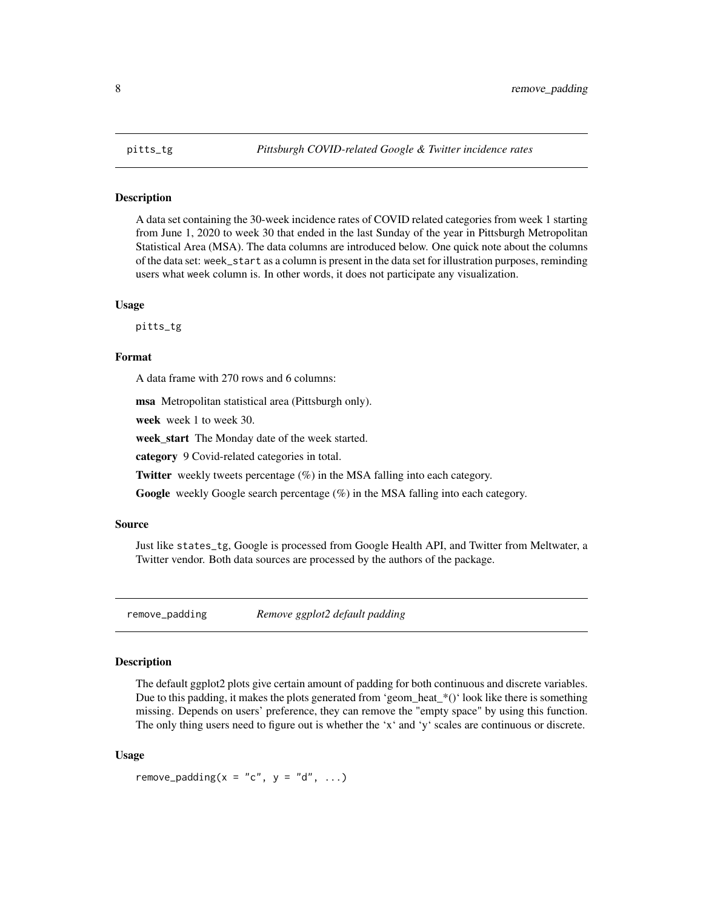## pitts_tg — *Pittsburgh COVID-related Google & Twitter incidence rates*

### Description

A data set containing the 30-week incidence rates of COVID related categories from week 1 starting from June 1, 2020 to week 30 that ended in the last Sunday of the year in Pittsburgh Metropolitan Statistical Area (MSA). The data columns are introduced below. One quick note about the columns of the data set: `week_start` as a column is present in the data set for illustration purposes, reminding users what `week` column is. In other words, it does not participate any visualization.

### Usage

```
pitts_tg
```

### Format

A data frame with 270 rows and 6 columns:

**msa** Metropolitan statistical area (Pittsburgh only).

**week** week 1 to week 30.

**week_start** The Monday date of the week started.

**category** 9 Covid-related categories in total.

**Twitter** weekly tweets percentage (%) in the MSA falling into each category.

**Google** weekly Google search percentage (%) in the MSA falling into each category.

### Source

Just like `states_tg`, Google is processed from Google Health API, and Twitter from Meltwater, a Twitter vendor. Both data sources are processed by the authors of the package.

## remove_padding — *Remove ggplot2 default padding*

### Description

The default ggplot2 plots give certain amount of padding for both continuous and discrete variables. Due to this padding, it makes the plots generated from 'geom_heat_*()' look like there is something missing. Depends on users' preference, they can remove the "empty space" by using this function. The only thing users need to figure out is whether the 'x' and 'y' scales are continuous or discrete.

### Usage

```
remove_padding(x = "c", y = "d", ...)
```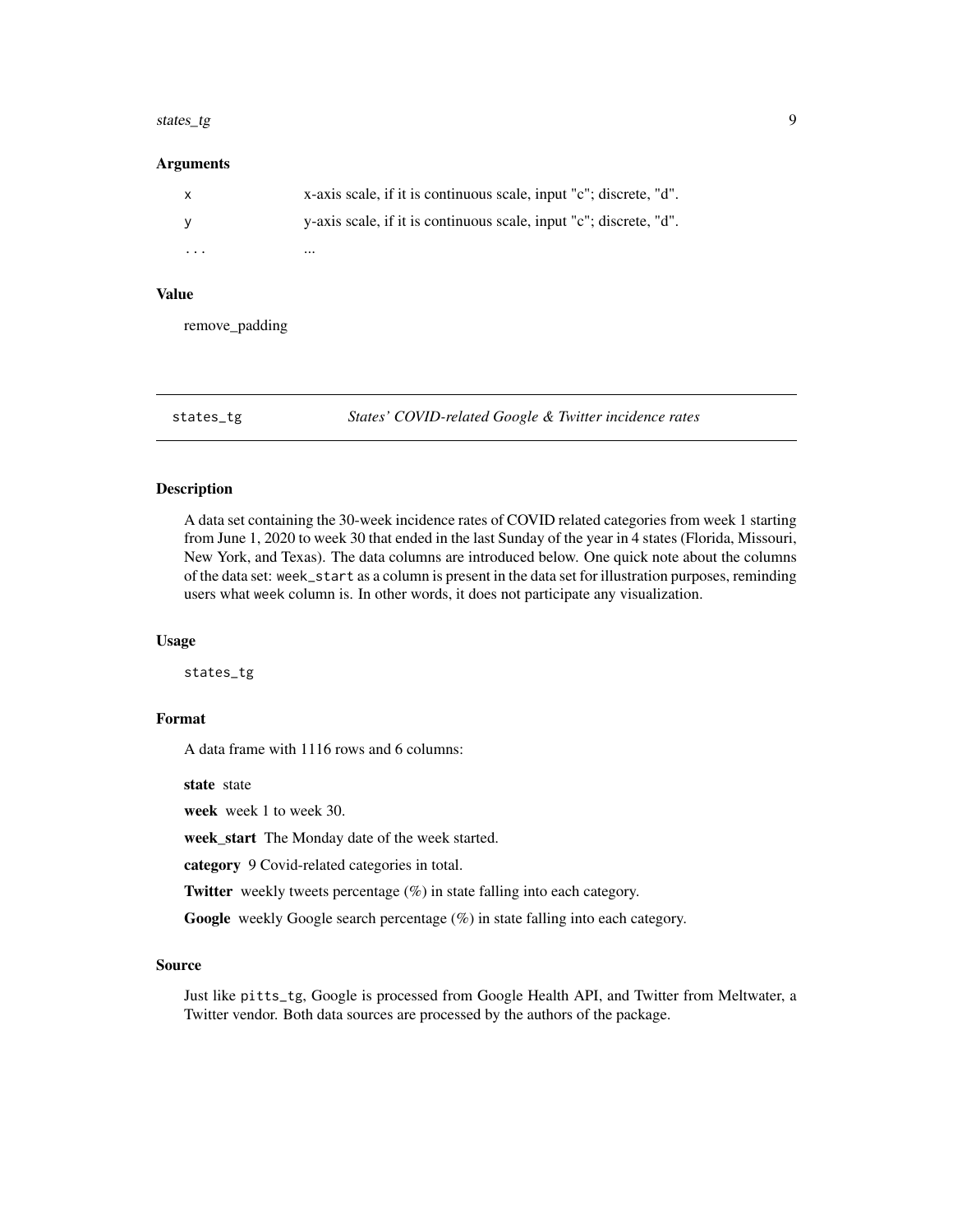### Arguments

| | |
|---|---|
| `x` | x-axis scale, if it is continuous scale, input "c"; discrete, "d". |
| `y` | y-axis scale, if it is continuous scale, input "c"; discrete, "d". |
| `...` | ... |

### Value

remove_padding

---

## states_tg — *States' COVID-related Google & Twitter incidence rates*

---

### Description

A data set containing the 30-week incidence rates of COVID related categories from week 1 starting from June 1, 2020 to week 30 that ended in the last Sunday of the year in 4 states (Florida, Missouri, New York, and Texas). The data columns are introduced below. One quick note about the columns of the data set: `week_start` as a column is present in the data set for illustration purposes, reminding users what `week` column is. In other words, it does not participate any visualization.

### Usage

```
states_tg
```

### Format

A data frame with 1116 rows and 6 columns:

**state** state

**week** week 1 to week 30.

**week_start** The Monday date of the week started.

**category** 9 Covid-related categories in total.

**Twitter** weekly tweets percentage (%) in state falling into each category.

**Google** weekly Google search percentage (%) in state falling into each category.

### Source

Just like `pitts_tg`, Google is processed from Google Health API, and Twitter from Meltwater, a Twitter vendor. Both data sources are processed by the authors of the package.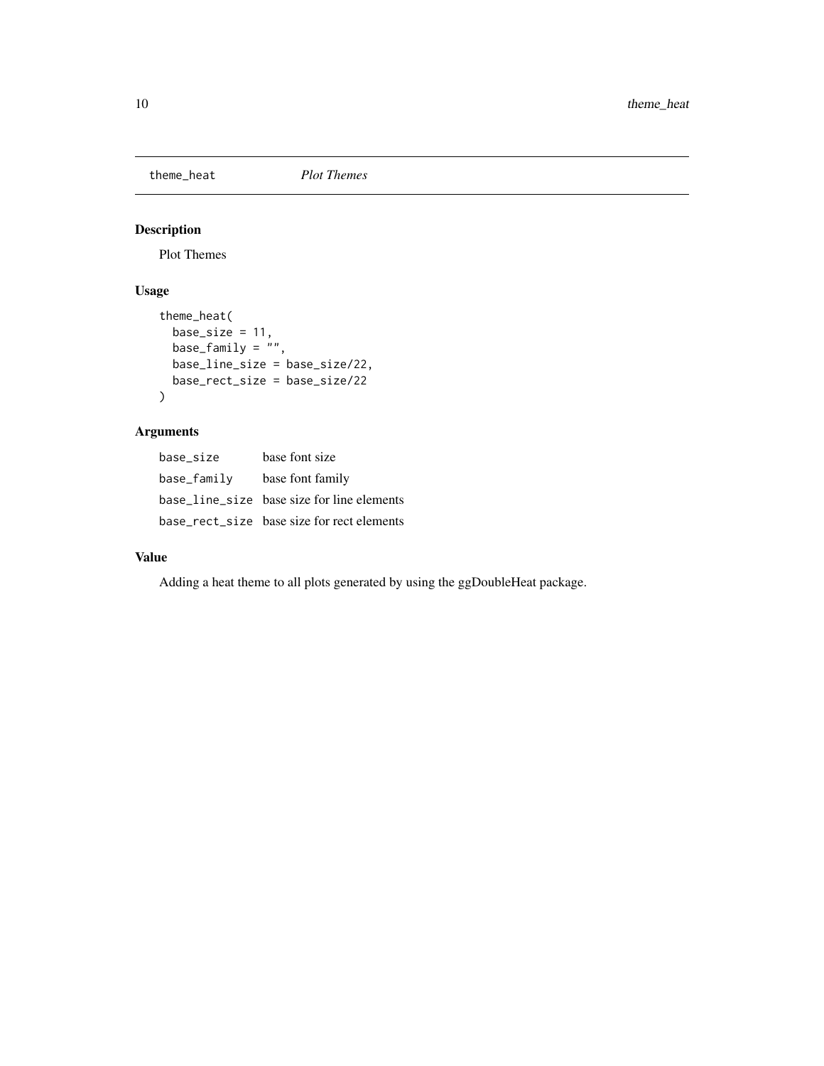theme_heat *Plot Themes*

## Description

Plot Themes

## Usage

```
theme_heat(
  base_size = 11,
  base_family = "",
  base_line_size = base_size/22,
  base_rect_size = base_size/22
)
```

## Arguments

| | |
|---|---|
| base_size | base font size |
| base_family | base font family |
| base_line_size | base size for line elements |
| base_rect_size | base size for rect elements |

## Value

Adding a heat theme to all plots generated by using the ggDoubleHeat package.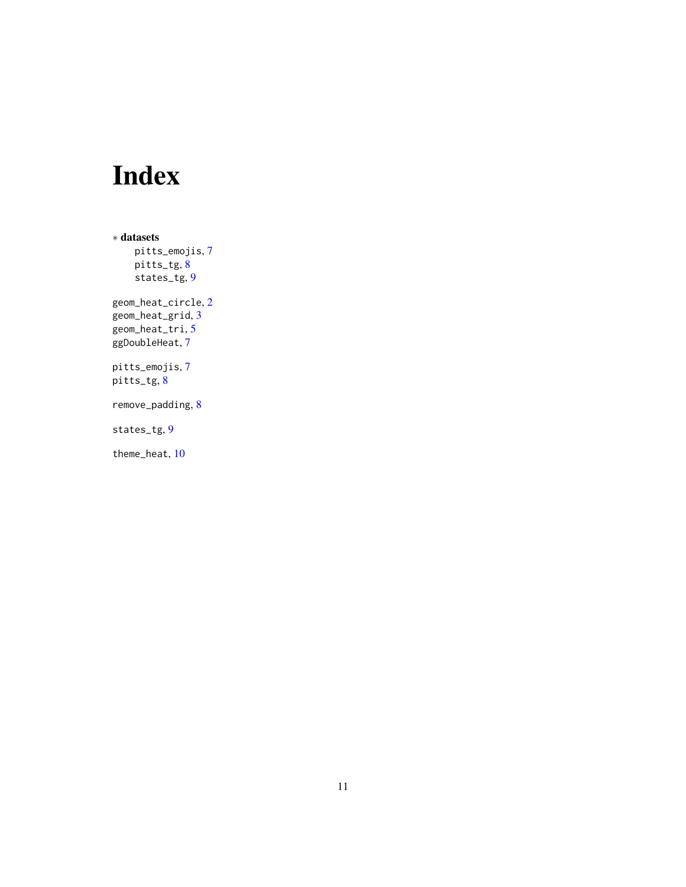# Index

∗ **datasets**

    pitts_emojis, 7
    pitts_tg, 8
    states_tg, 9

geom_heat_circle, 2
geom_heat_grid, 3
geom_heat_tri, 5
ggDoubleHeat, 7

pitts_emojis, 7
pitts_tg, 8

remove_padding, 8

states_tg, 9

theme_heat, 10